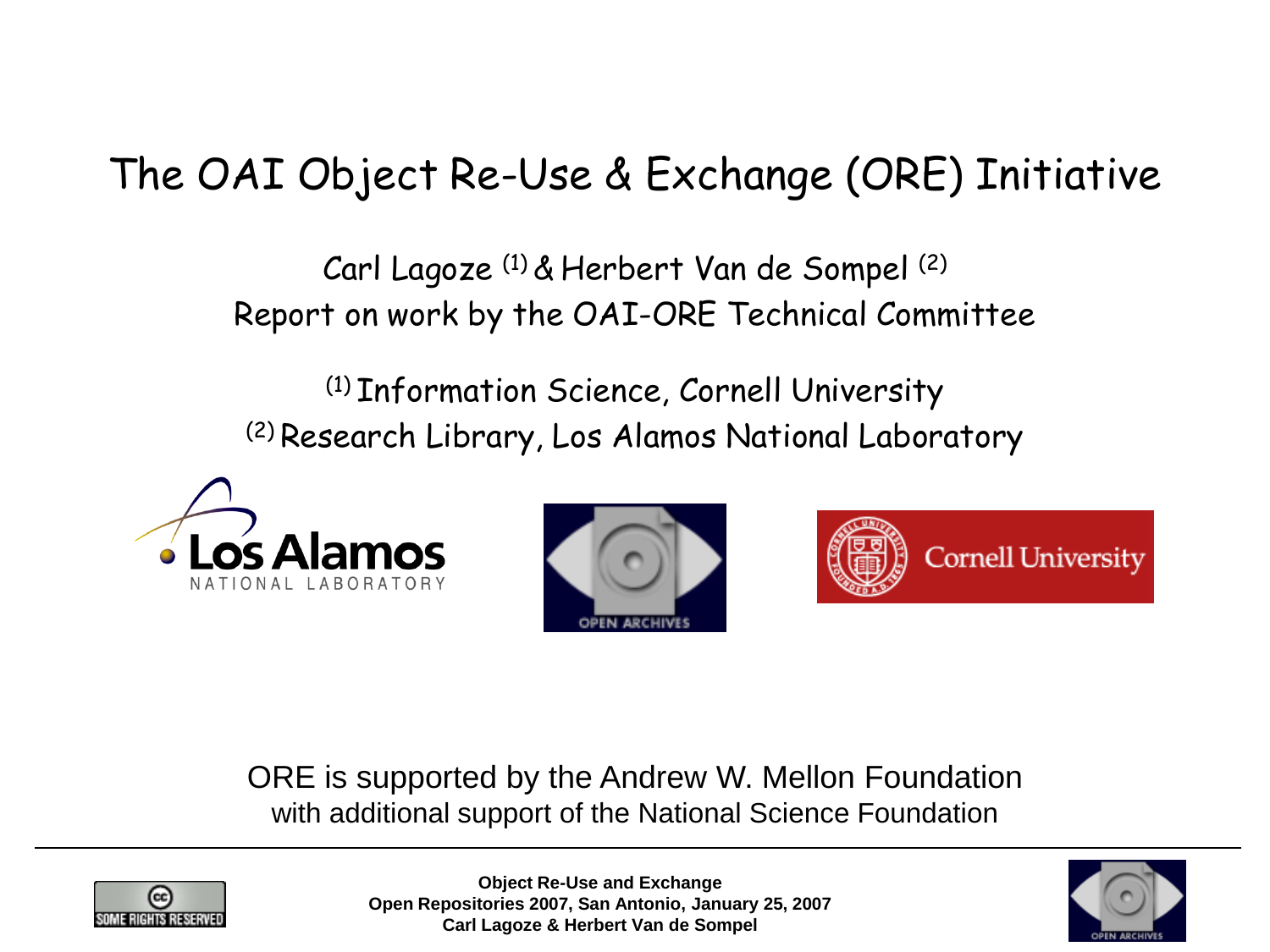# The OAI Object Re-Use & Exchange (ORE) Initiative

Carl Lagoze [1] & Herbert Van de Sompel [2]

Report on work by the OAI-ORE Technical Committee

[1] Information Science, Cornell University

[2] Research Library, Los Alamos National Laboratory

ORE is supported by the Andrew W. Mellon Foundation

with additional support of the National Science Foundation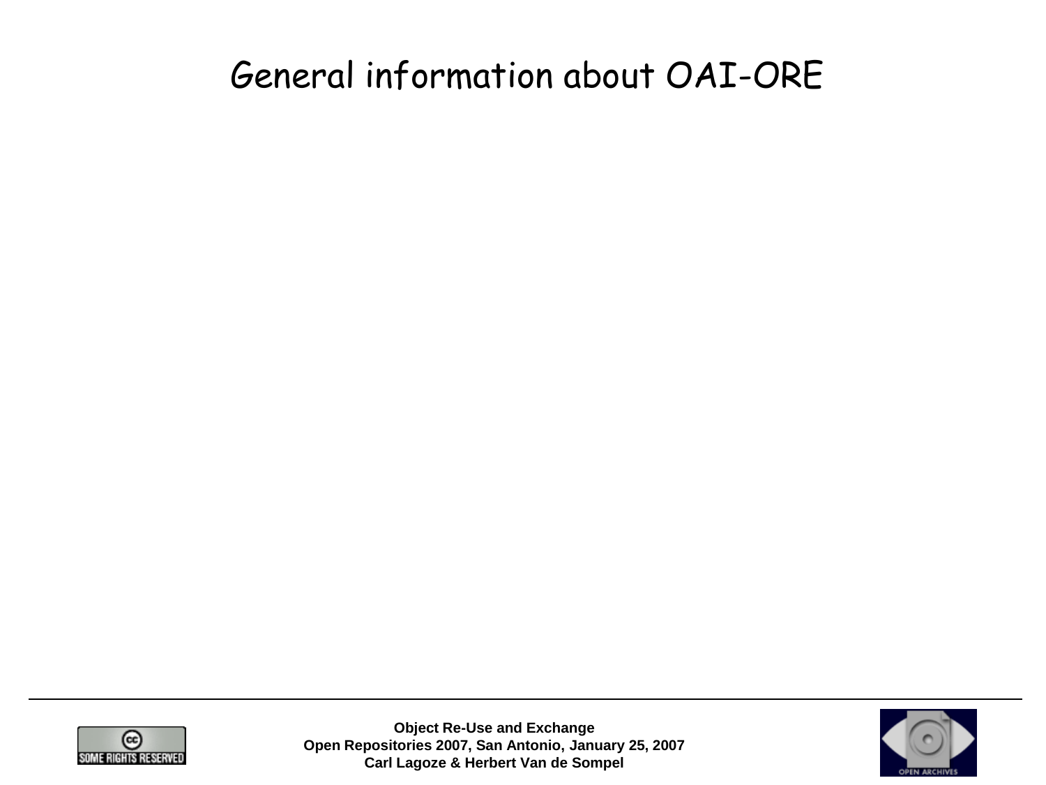# General information about OAI-ORE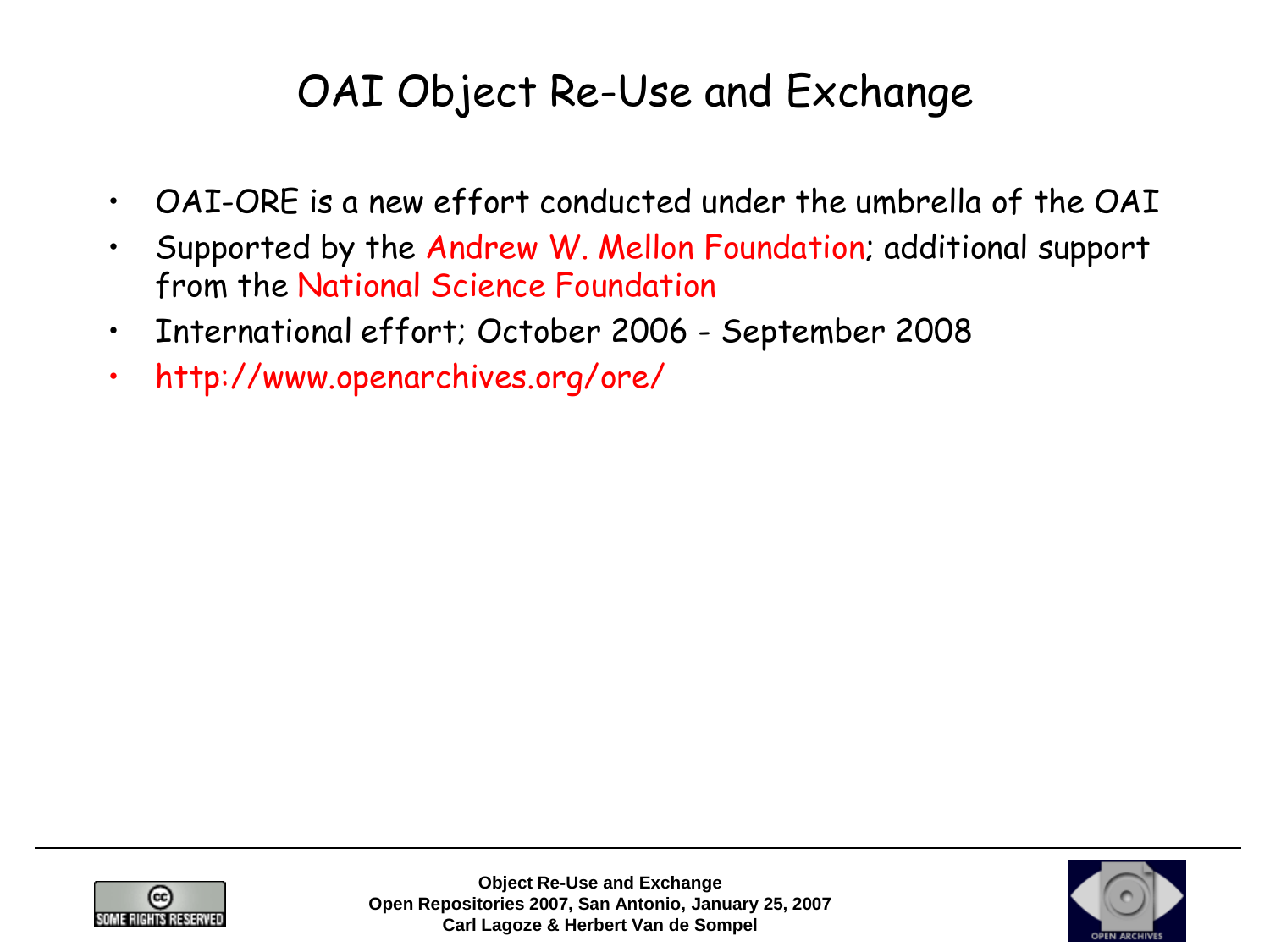# OAI Object Re-Use and Exchange

- OAI-ORE is a new effort conducted under the umbrella of the OAI
- Supported by the Andrew W. Mellon Foundation; additional support from the National Science Foundation
- International effort; October 2006 - September 2008
- http://www.openarchives.org/ore/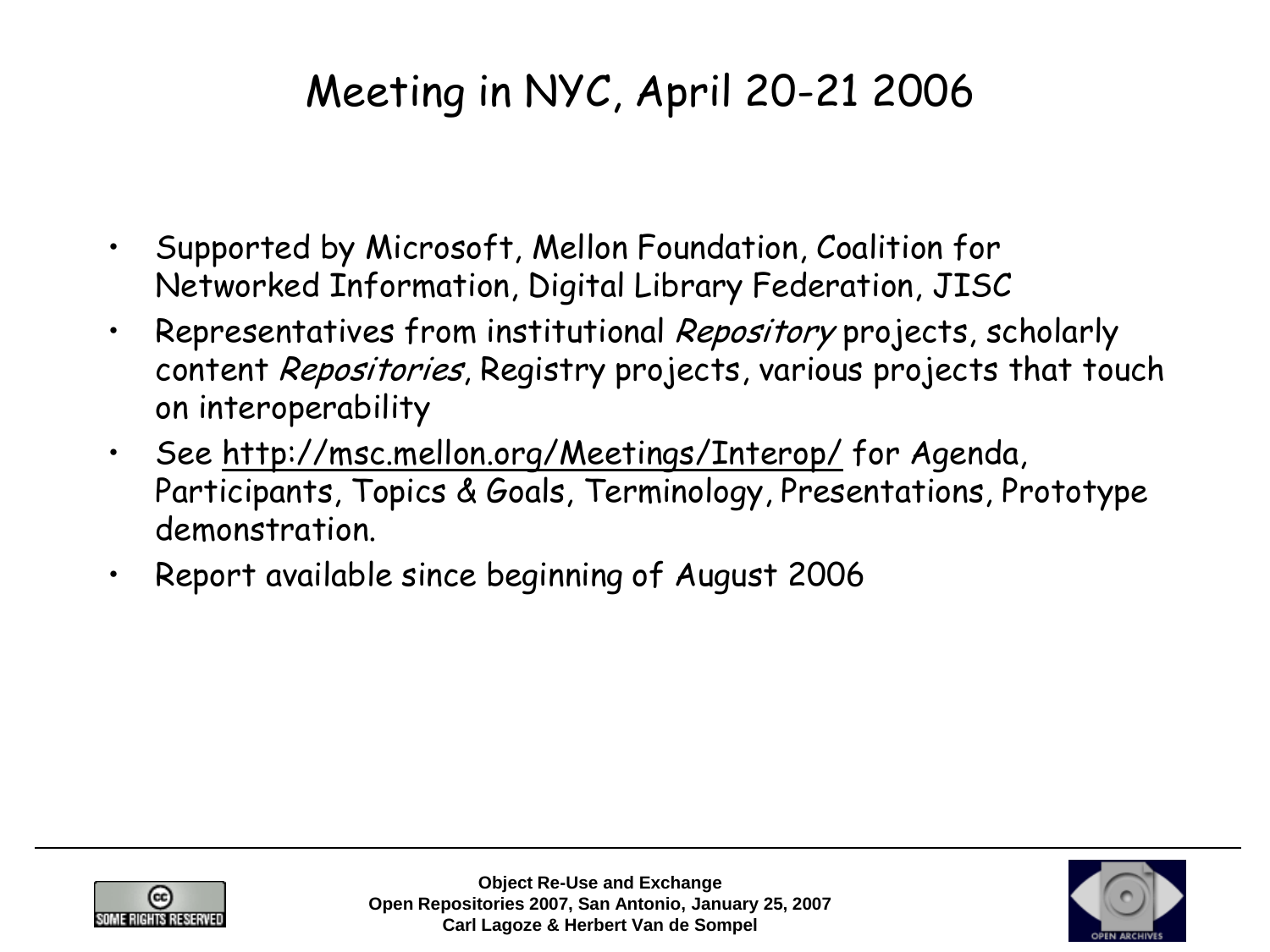# Meeting in NYC, April 20-21 2006

- Supported by Microsoft, Mellon Foundation, Coalition for Networked Information, Digital Library Federation, JISC
- Representatives from institutional *Repository* projects, scholarly content *Repositories*, Registry projects, various projects that touch on interoperability
- See http://msc.mellon.org/Meetings/Interop/ for Agenda, Participants, Topics & Goals, Terminology, Presentations, Prototype demonstration.
- Report available since beginning of August 2006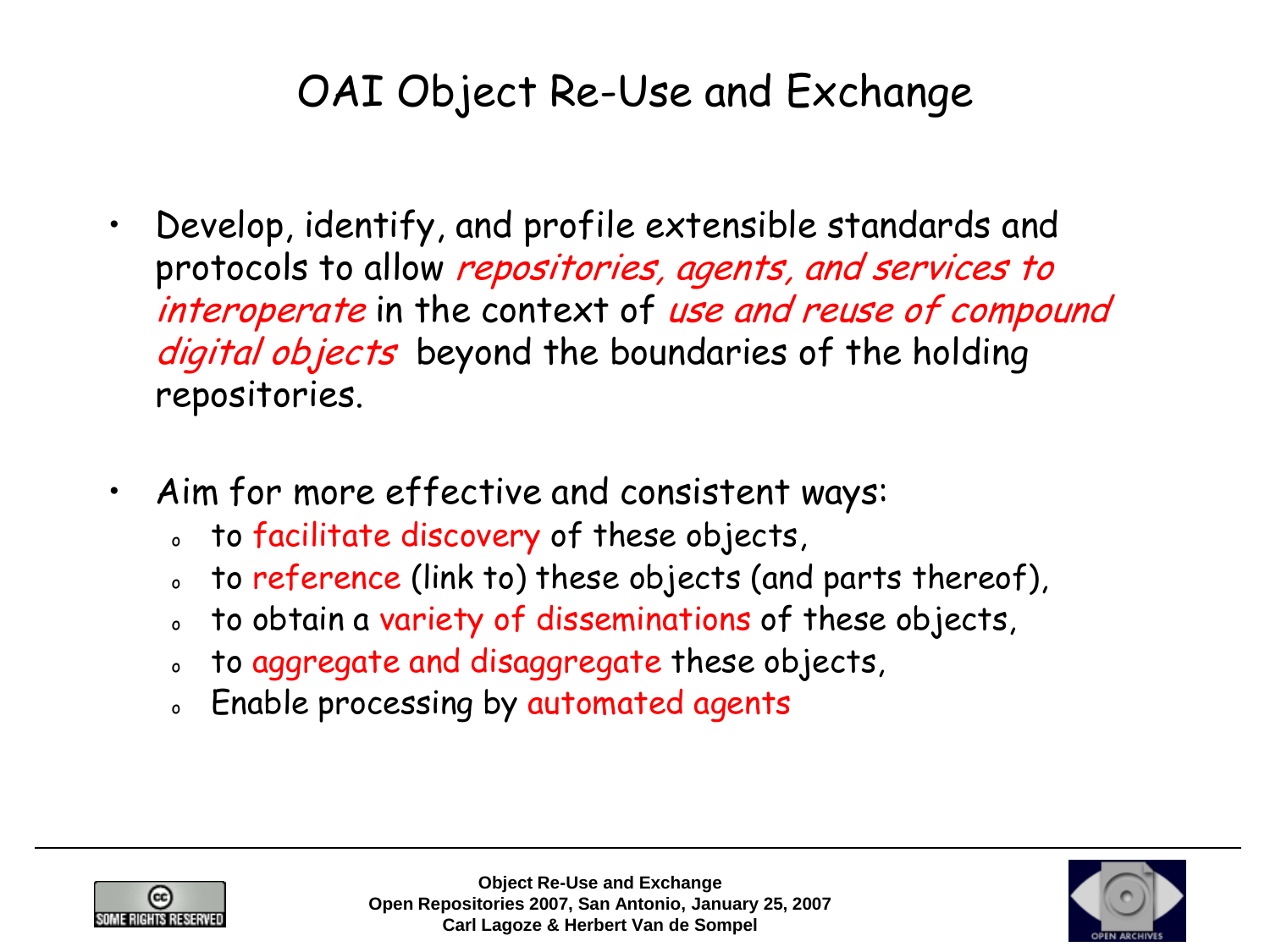# OAI Object Re-Use and Exchange

- Develop, identify, and profile extensible standards and protocols to allow *repositories, agents, and services to interoperate* in the context of *use and reuse of compound digital objects* beyond the boundaries of the holding repositories.

- Aim for more effective and consistent ways:
  - to facilitate discovery of these objects,
  - to reference (link to) these objects (and parts thereof),
  - to obtain a variety of disseminations of these objects,
  - to aggregate and disaggregate these objects,
  - Enable processing by automated agents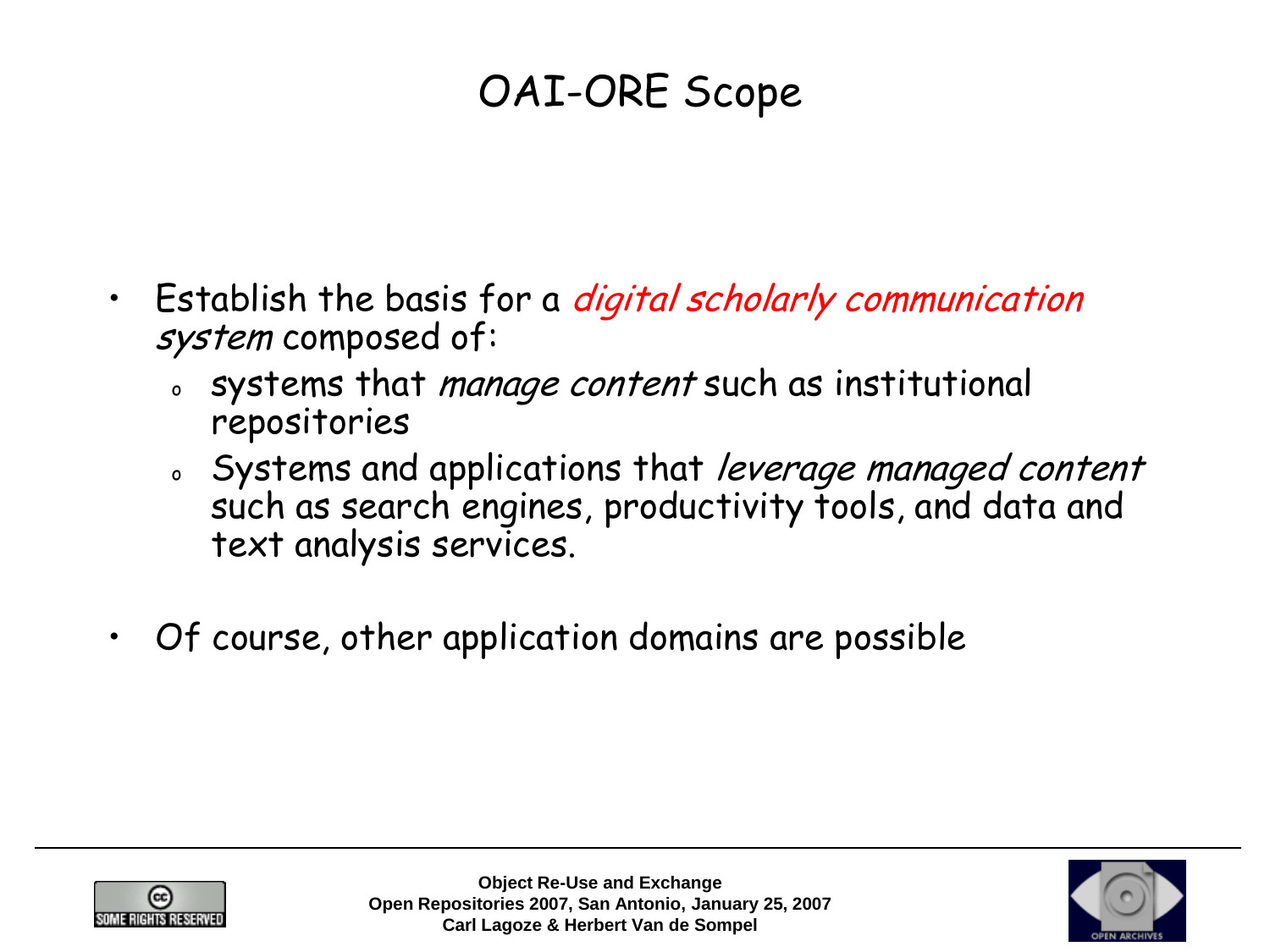# OAI-ORE Scope

- Establish the basis for a *digital scholarly communication system* composed of:
  - systems that *manage content* such as institutional repositories
  - Systems and applications that *leverage managed content* such as search engines, productivity tools, and data and text analysis services.
- Of course, other application domains are possible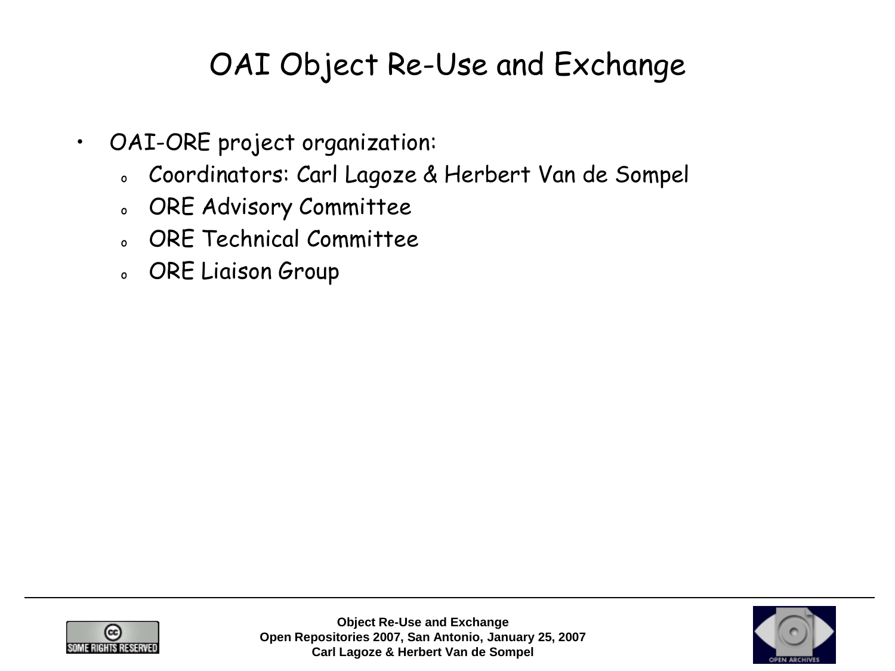# OAI Object Re-Use and Exchange

- OAI-ORE project organization:
  - Coordinators: Carl Lagoze & Herbert Van de Sompel
  - ORE Advisory Committee
  - ORE Technical Committee
  - ORE Liaison Group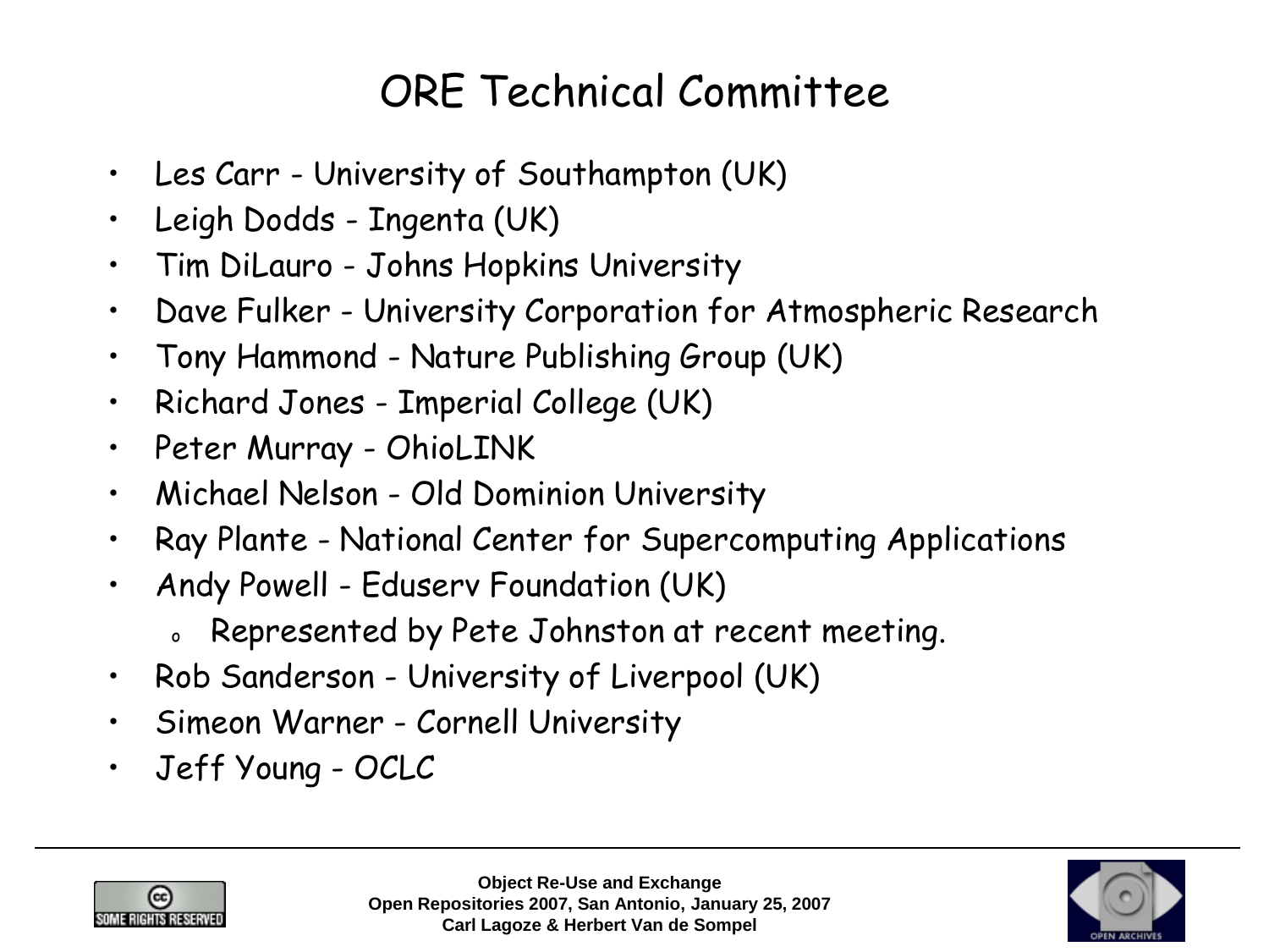# ORE Technical Committee

- Les Carr - University of Southampton (UK)
- Leigh Dodds - Ingenta (UK)
- Tim DiLauro - Johns Hopkins University
- Dave Fulker - University Corporation for Atmospheric Research
- Tony Hammond - Nature Publishing Group (UK)
- Richard Jones - Imperial College (UK)
- Peter Murray - OhioLINK
- Michael Nelson - Old Dominion University
- Ray Plante - National Center for Supercomputing Applications
- Andy Powell - Eduserv Foundation (UK)
  - Represented by Pete Johnston at recent meeting.
- Rob Sanderson - University of Liverpool (UK)
- Simeon Warner - Cornell University
- Jeff Young - OCLC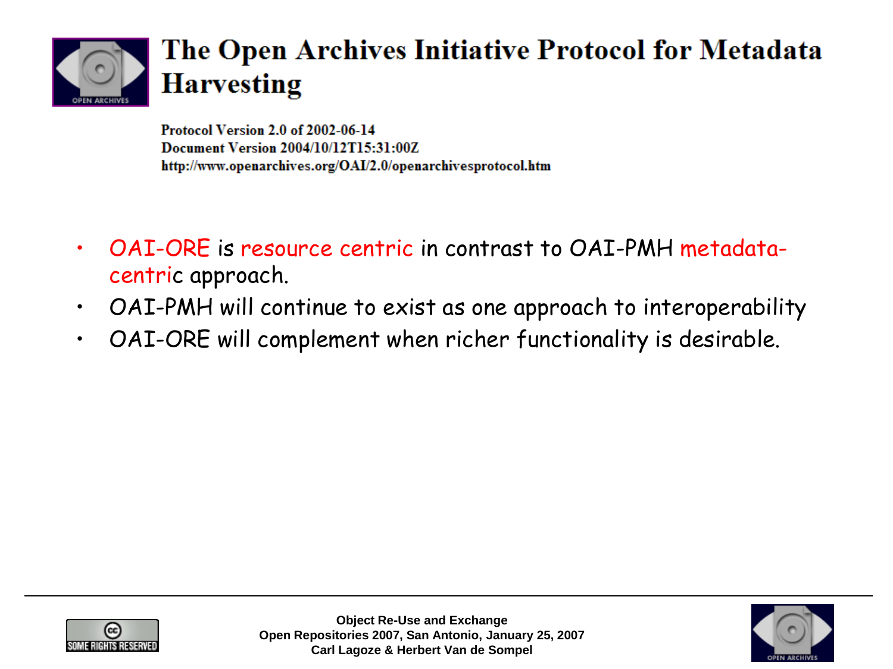# The Open Archives Initiative Protocol for Metadata Harvesting

**Protocol Version 2.0 of 2002-06-14**
**Document Version 2004/10/12T15:31:00Z**
**http://www.openarchives.org/OAI/2.0/openarchivesprotocol.htm**

- OAI-ORE is resource centric in contrast to OAI-PMH metadata-centric approach.
- OAI-PMH will continue to exist as one approach to interoperability
- OAI-ORE will complement when richer functionality is desirable.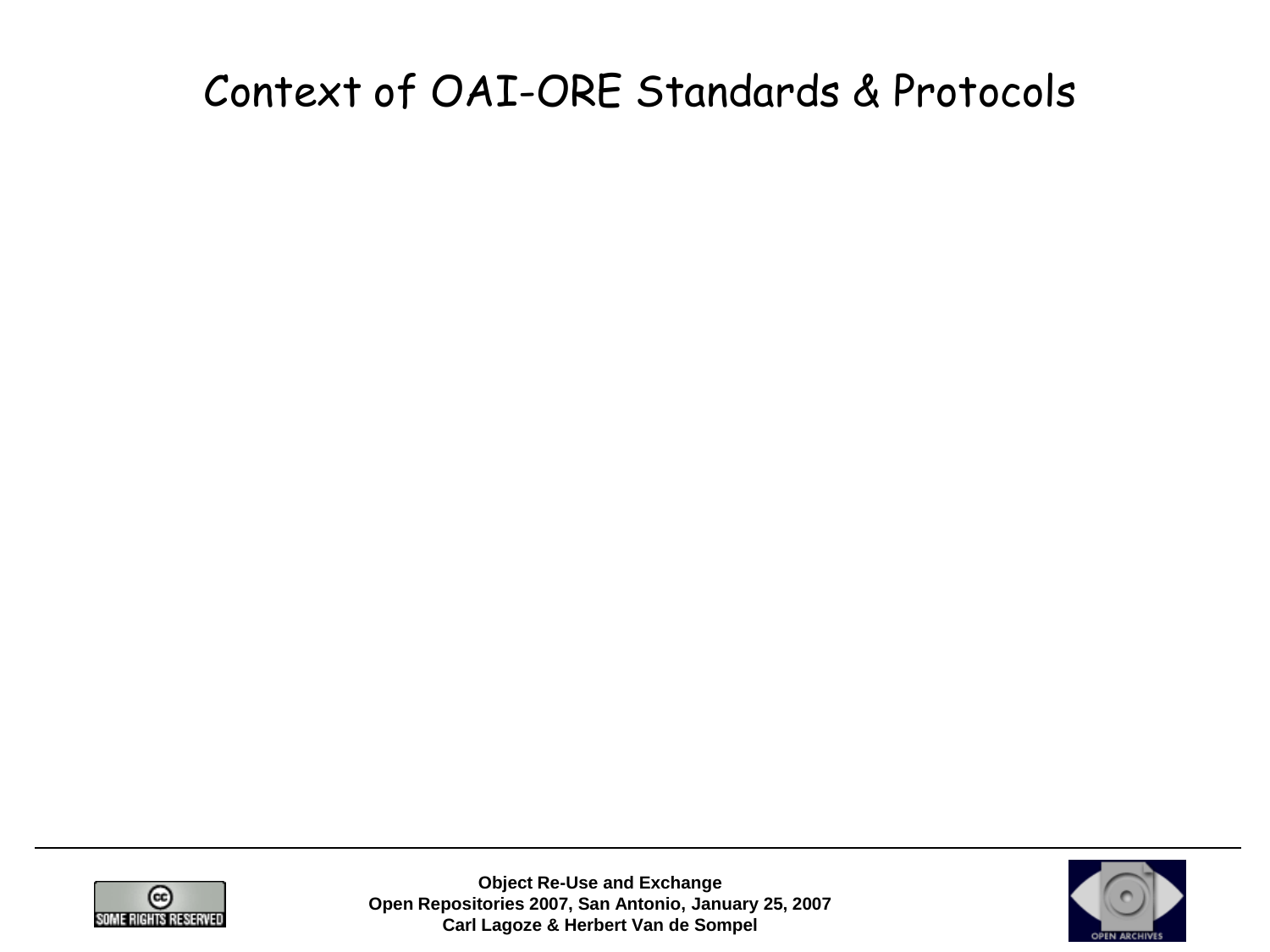# Context of OAI-ORE Standards & Protocols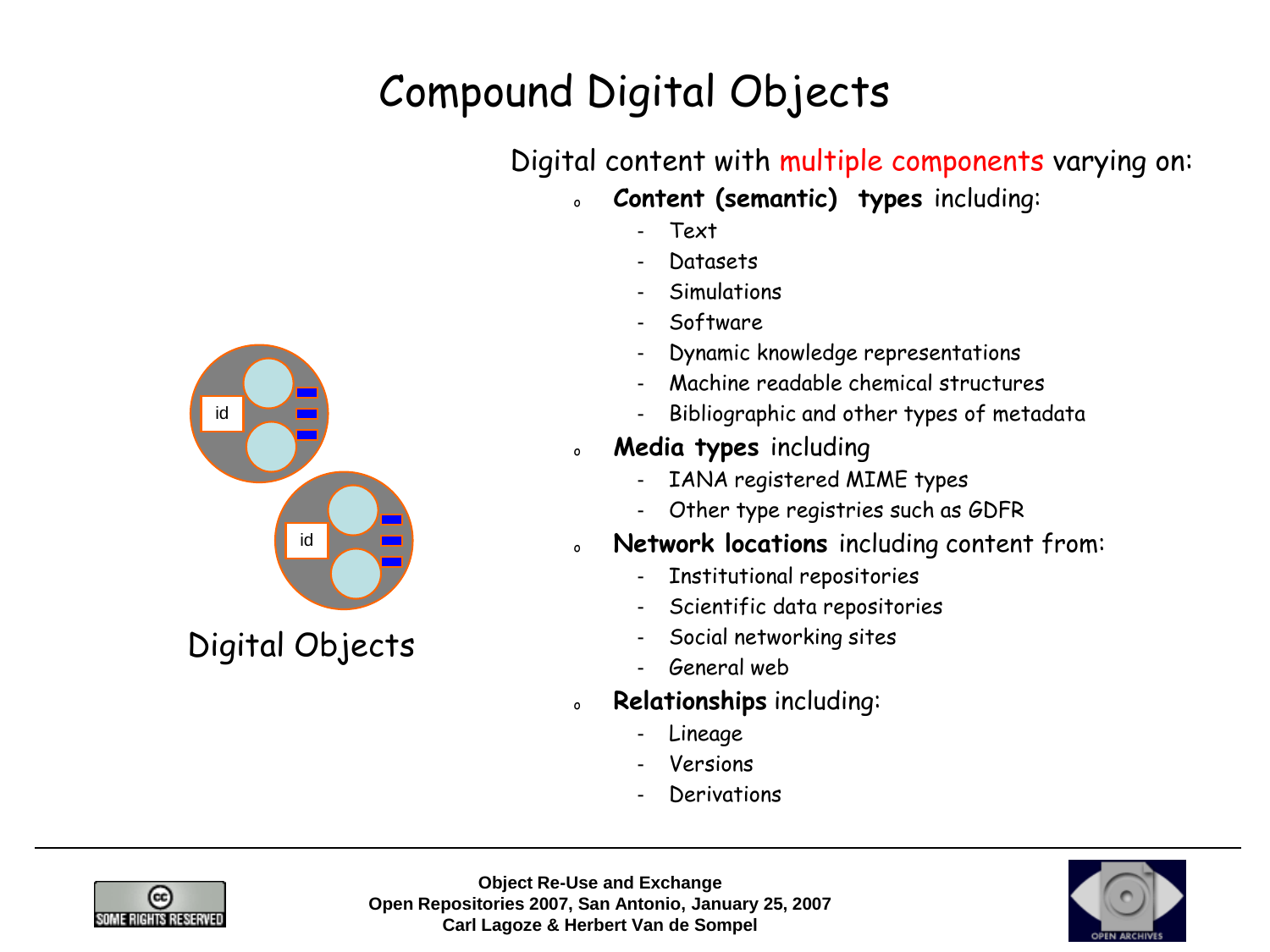# Compound Digital Objects

Digital content with multiple components varying on:

- **Content (semantic) types** including:
  - Text
  - Datasets
  - Simulations
  - Software
  - Dynamic knowledge representations
  - Machine readable chemical structures
  - Bibliographic and other types of metadata
- **Media types** including
  - IANA registered MIME types
  - Other type registries such as GDFR
- **Network locations** including content from:
  - Institutional repositories
  - Scientific data repositories
  - Social networking sites
  - General web
- **Relationships** including:
  - Lineage
  - Versions
  - Derivations

id

id

Digital Objects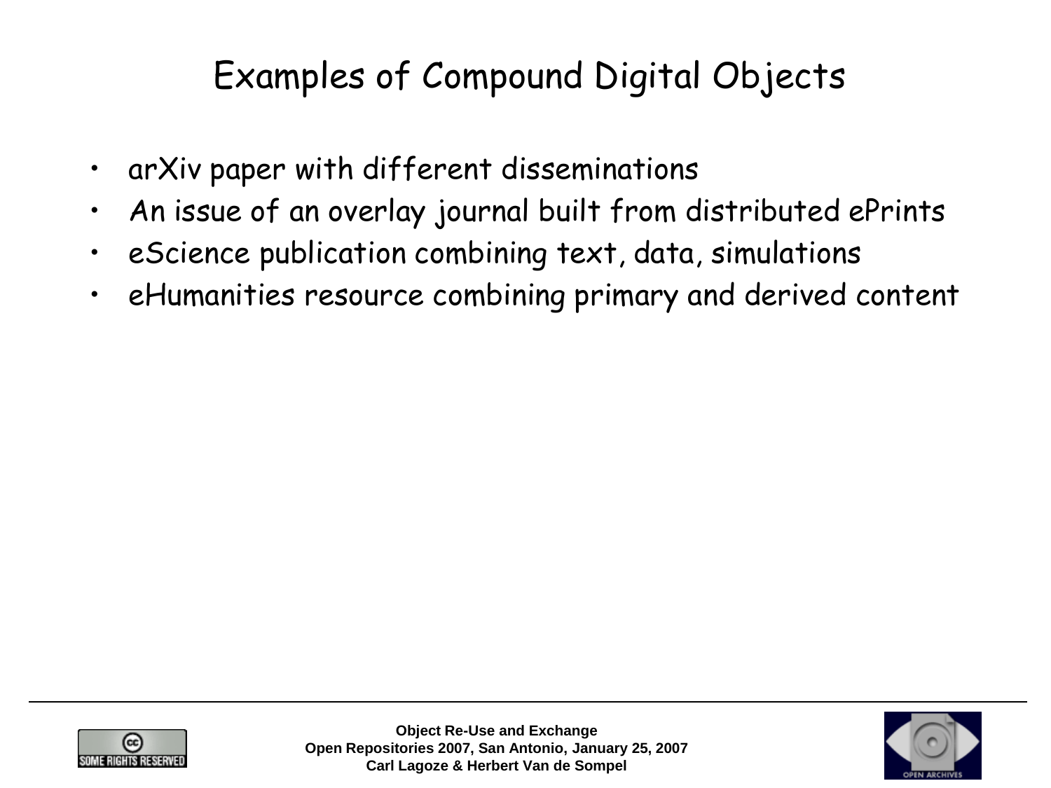# Examples of Compound Digital Objects

- arXiv paper with different disseminations
- An issue of an overlay journal built from distributed ePrints
- eScience publication combining text, data, simulations
- eHumanities resource combining primary and derived content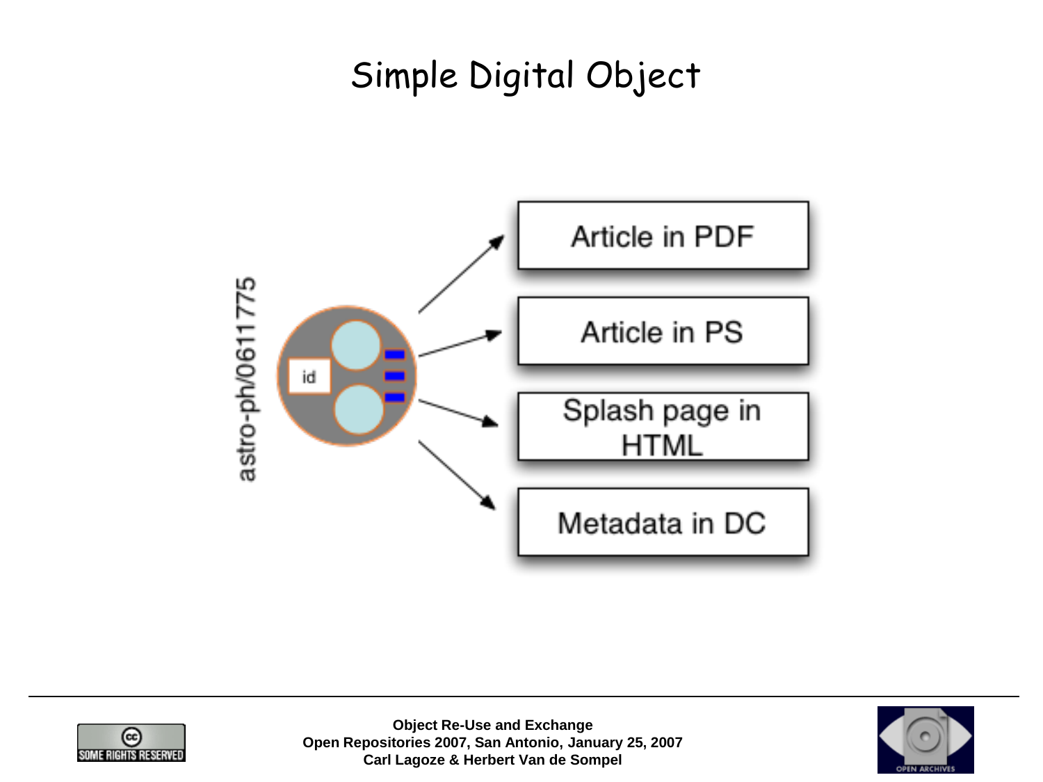# Simple Digital Object

astro-ph/0611775

id

- Article in PDF
- Article in PS
- Splash page in HTML
- Metadata in DC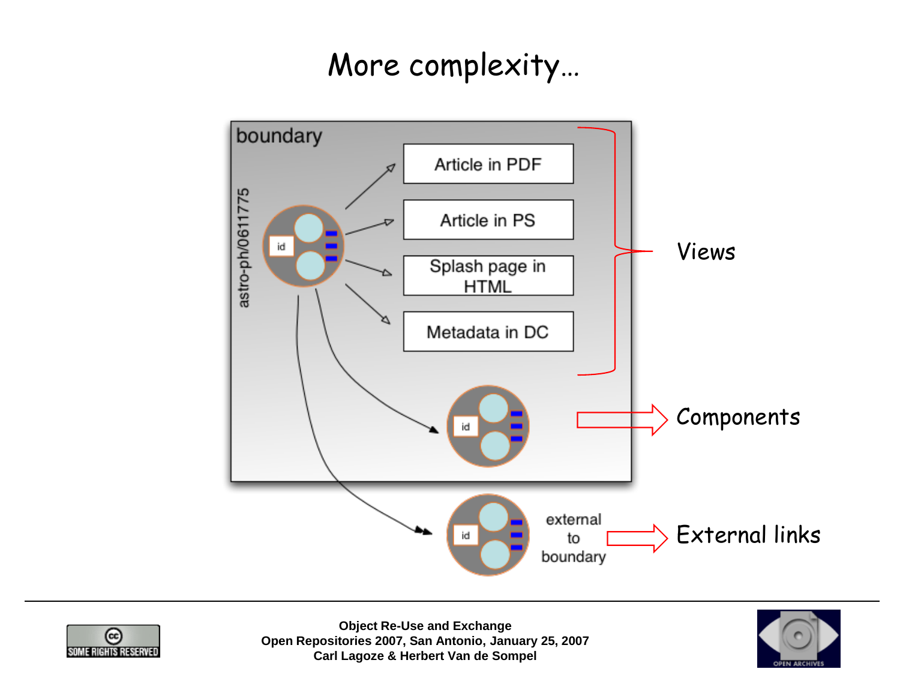# More complexity…

boundary

astro-ph/0611775

id

Article in PDF

Article in PS

Splash page in HTML

Metadata in DC

Views

id

Components

id

external to boundary

External links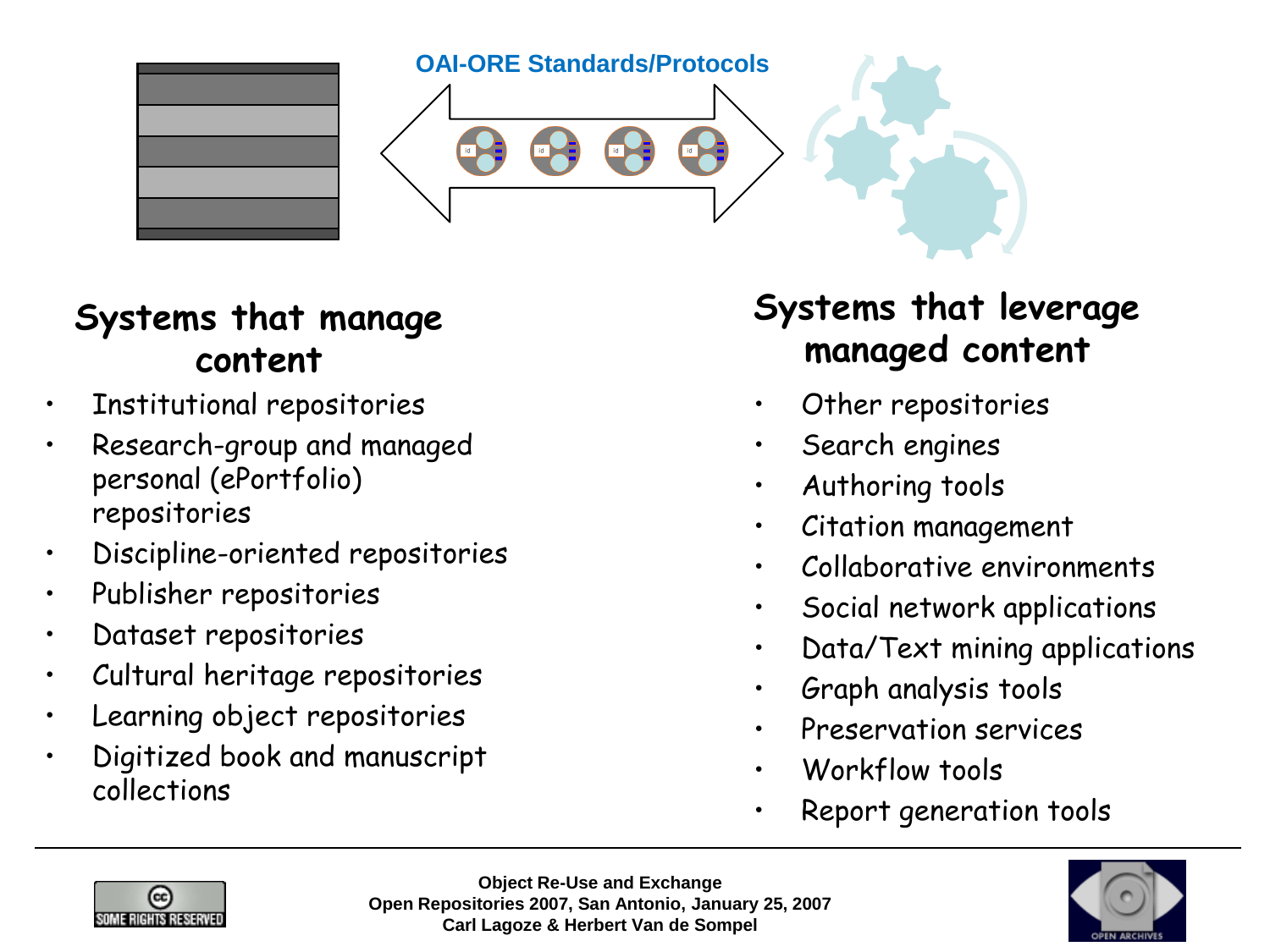OAI-ORE Standards/Protocols

## Systems that manage content

- Institutional repositories
- Research-group and managed personal (ePortfolio) repositories
- Discipline-oriented repositories
- Publisher repositories
- Dataset repositories
- Cultural heritage repositories
- Learning object repositories
- Digitized book and manuscript collections

## Systems that leverage managed content

- Other repositories
- Search engines
- Authoring tools
- Citation management
- Collaborative environments
- Social network applications
- Data/Text mining applications
- Graph analysis tools
- Preservation services
- Workflow tools
- Report generation tools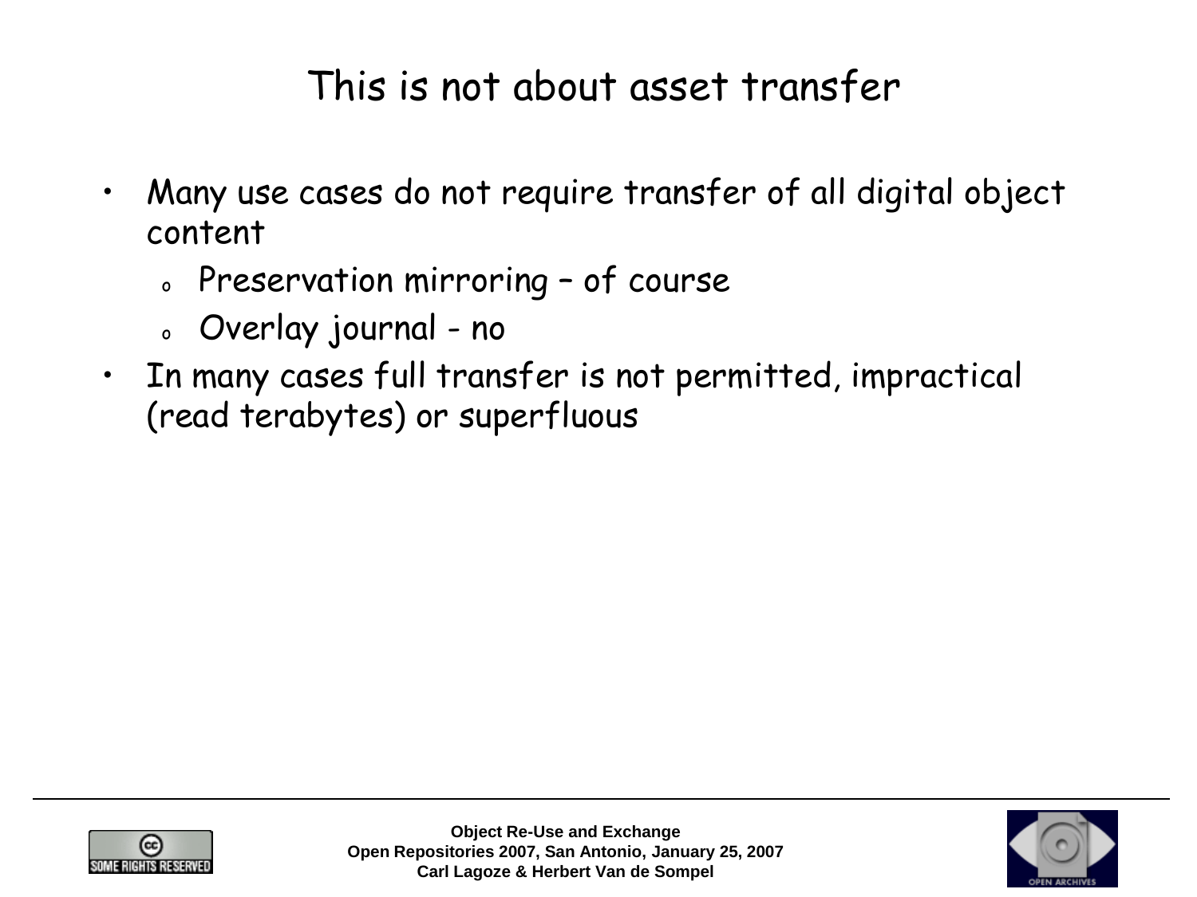# This is not about asset transfer

- Many use cases do not require transfer of all digital object content
  - Preservation mirroring – of course
  - Overlay journal - no
- In many cases full transfer is not permitted, impractical (read terabytes) or superfluous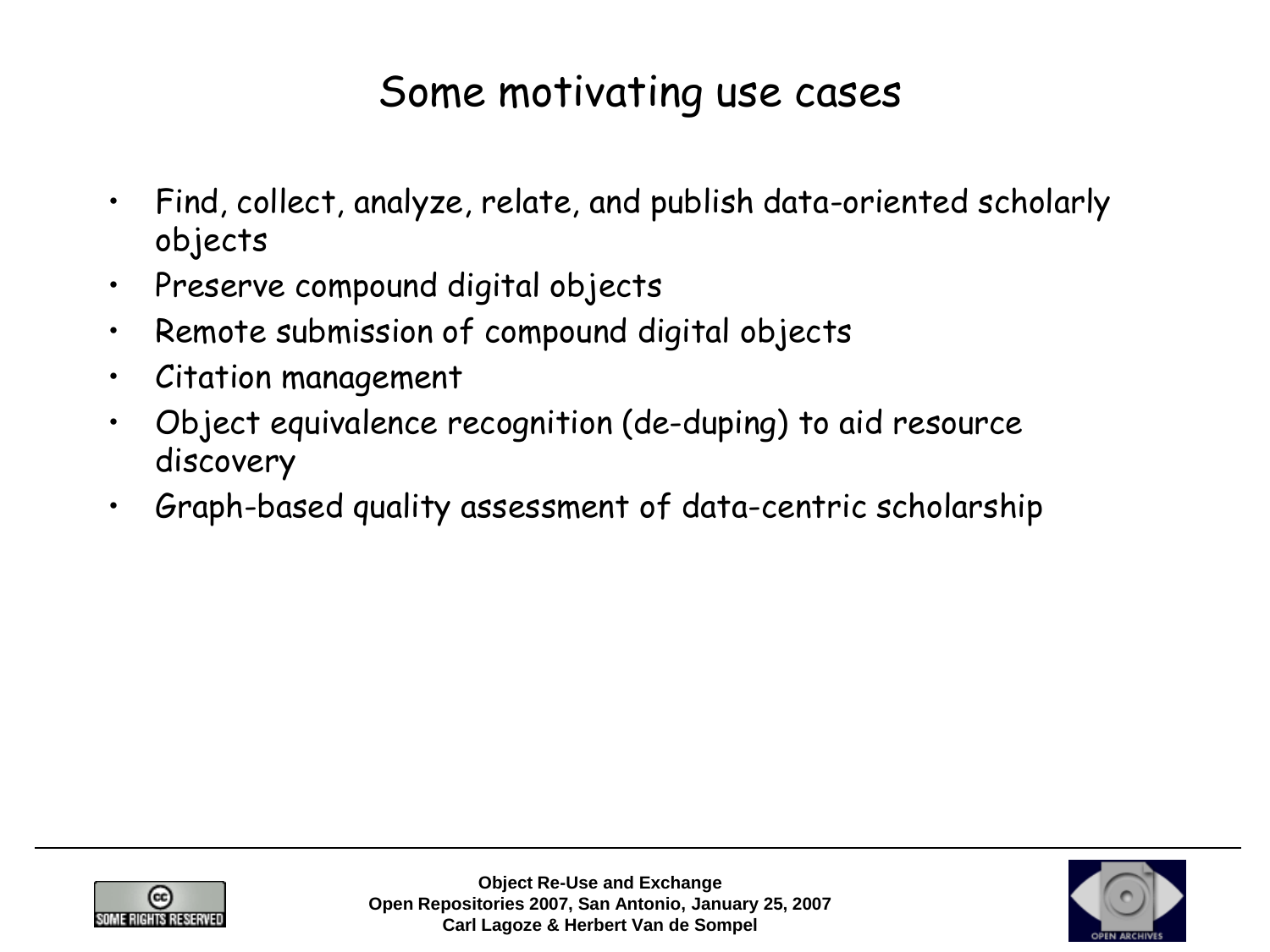# Some motivating use cases

- Find, collect, analyze, relate, and publish data-oriented scholarly objects
- Preserve compound digital objects
- Remote submission of compound digital objects
- Citation management
- Object equivalence recognition (de-duping) to aid resource discovery
- Graph-based quality assessment of data-centric scholarship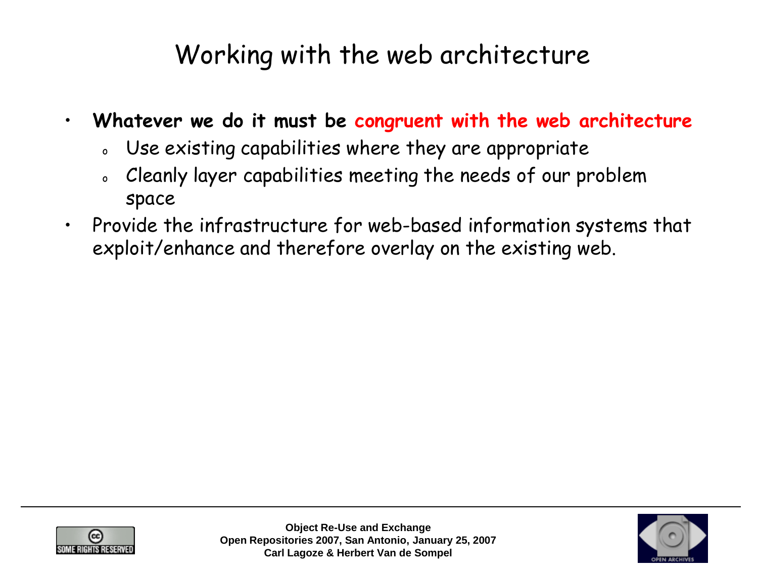# Working with the web architecture

- **Whatever we do it must be congruent with the web architecture**
  - Use existing capabilities where they are appropriate
  - Cleanly layer capabilities meeting the needs of our problem space
- Provide the infrastructure for web-based information systems that exploit/enhance and therefore overlay on the existing web.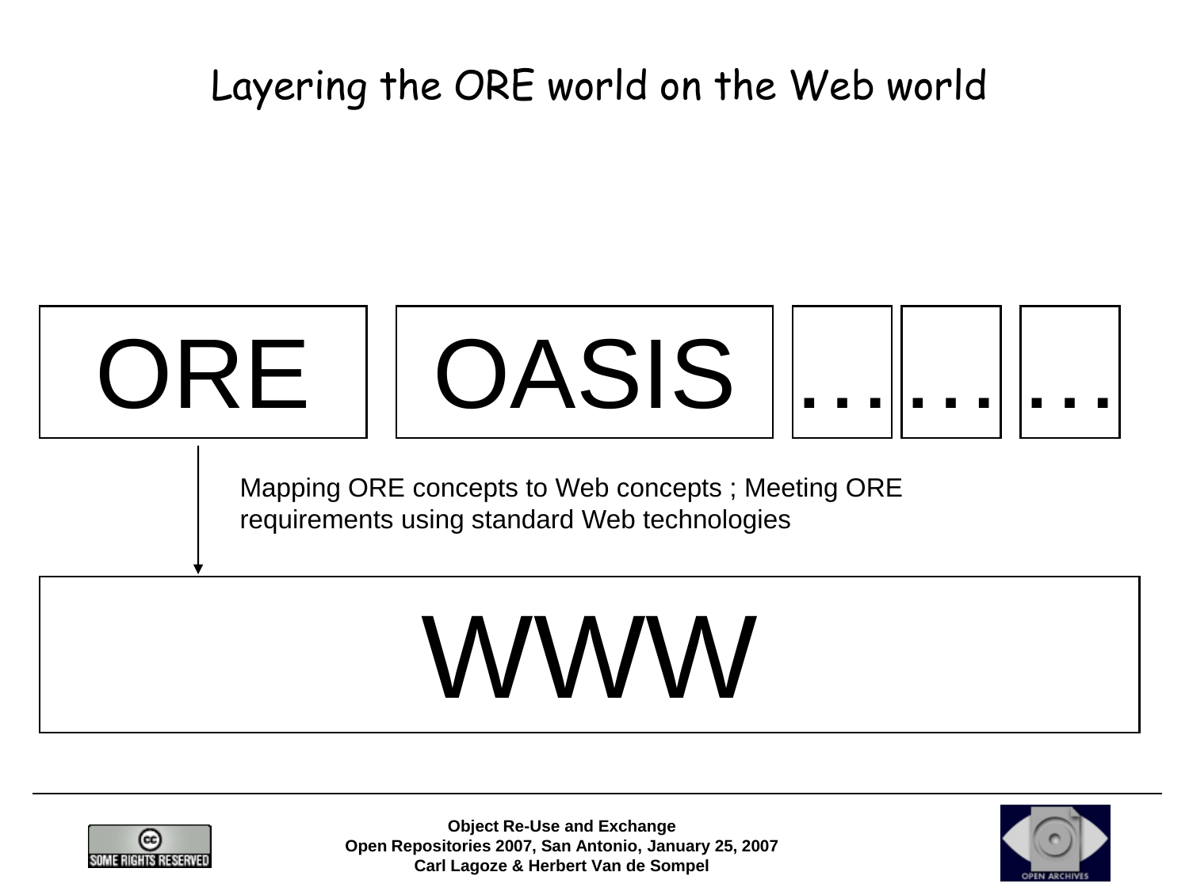# Layering the ORE world on the Web world

ORE | OASIS | … | … | …

Mapping ORE concepts to Web concepts ; Meeting ORE requirements using standard Web technologies

WWW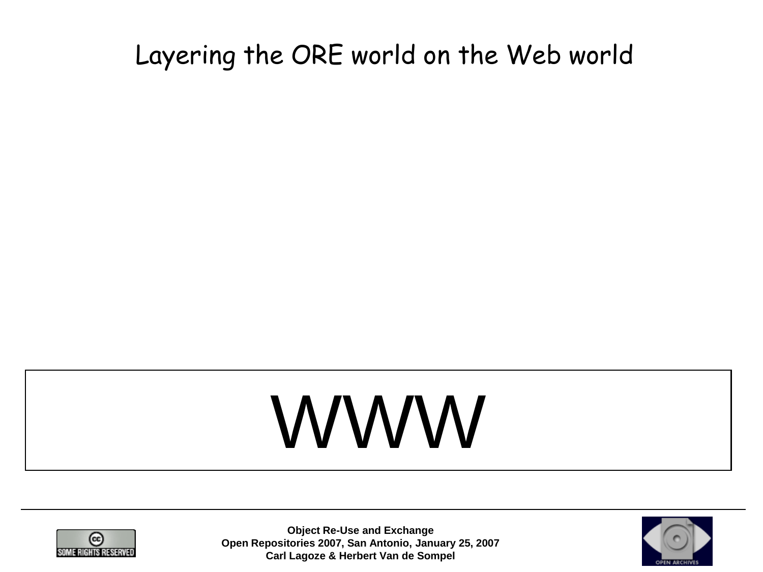# Layering the ORE world on the Web world

WWW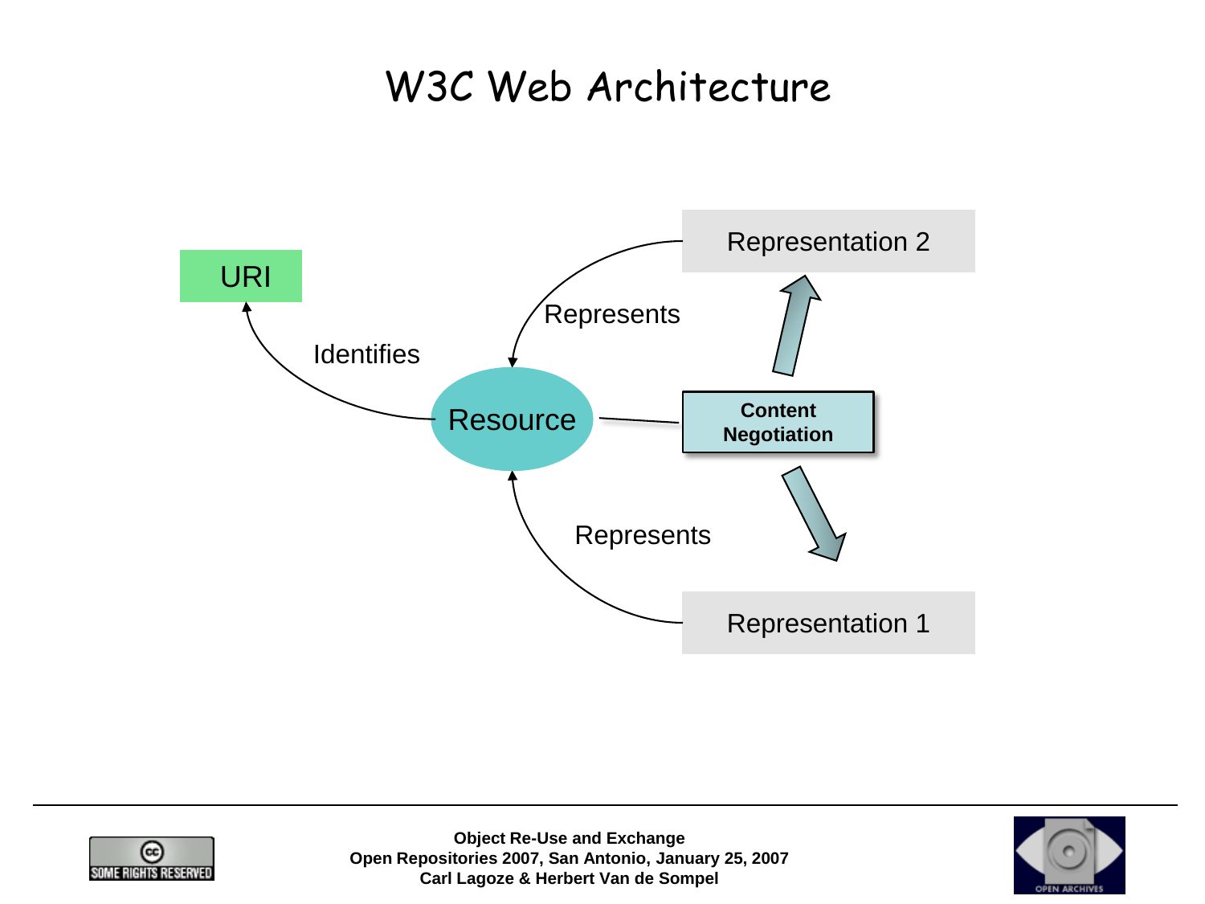# W3C Web Architecture

URI

Identifies

Resource

Represents

Representation 2

Content Negotiation

Represents

Representation 1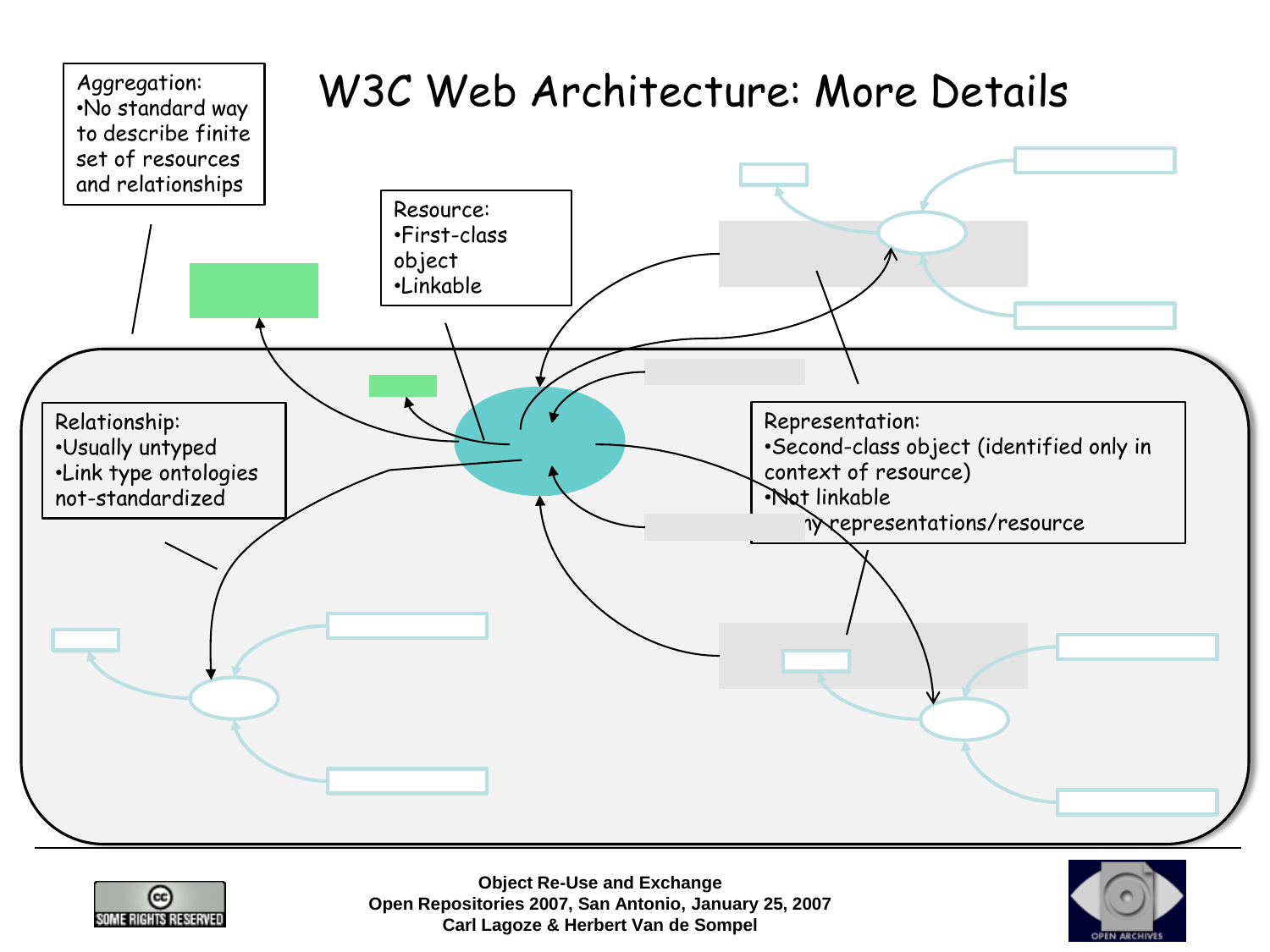# W3C Web Architecture: More Details

Aggregation:
- No standard way to describe finite set of resources and relationships

Resource:
- First-class object
- Linkable

Relationship:
- Usually untyped
- Link type ontologies not-standardized

Representation:
- Second-class object (identified only in context of resource)
- Not linkable
- Many representations/resource

Object Re-Use and Exchange
Open Repositories 2007, San Antonio, January 25, 2007
Carl Lagoze & Herbert Van de Sompel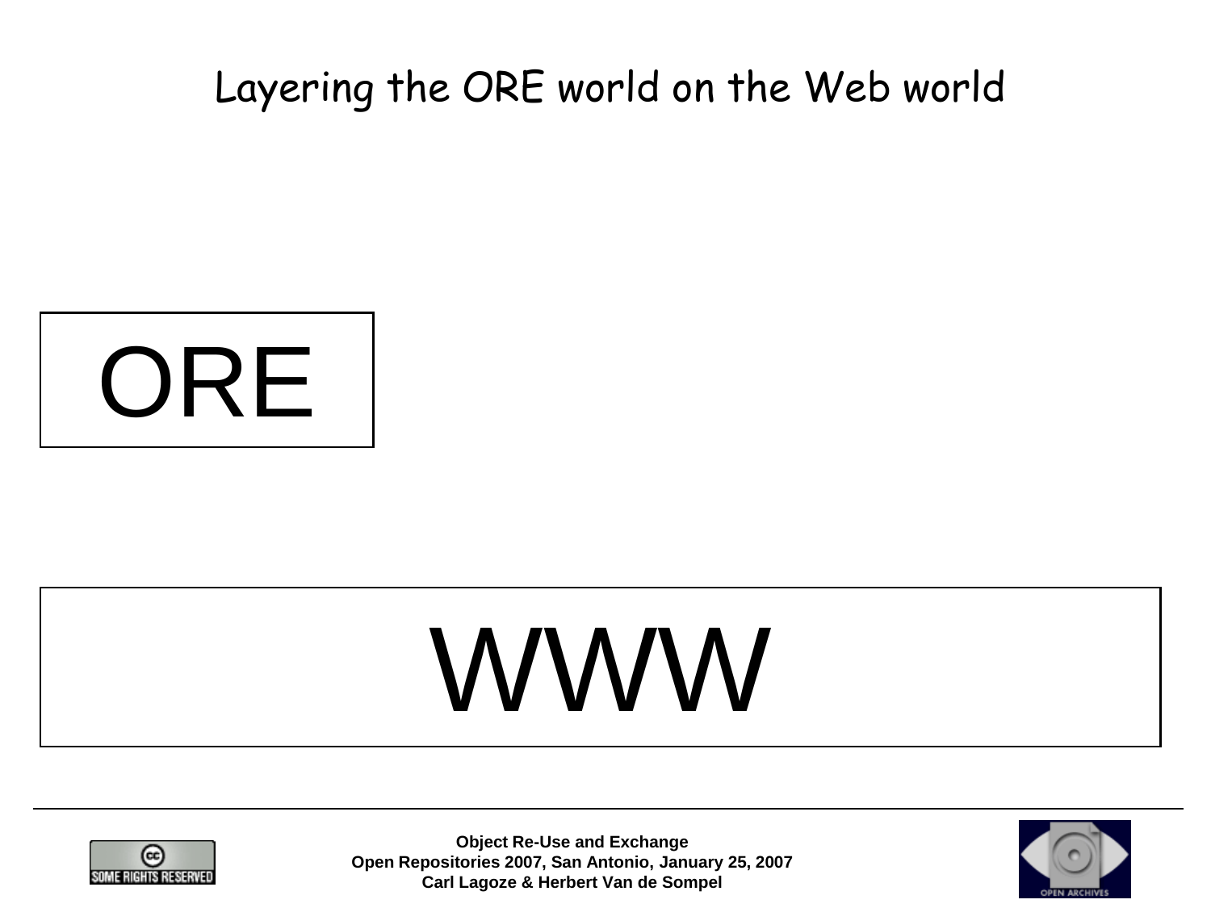# Layering the ORE world on the Web world

ORE

WWW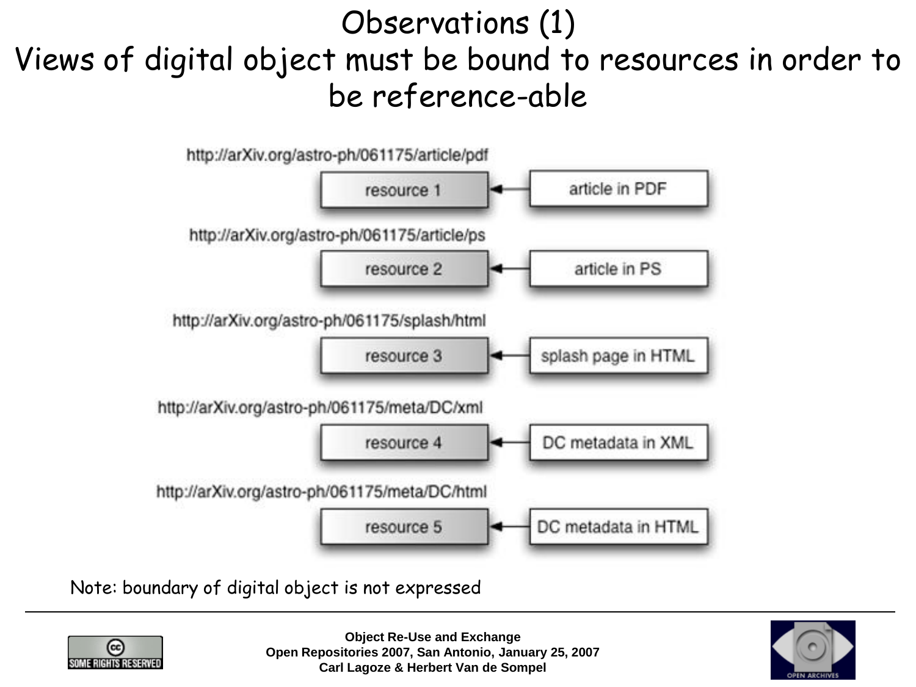# Observations (1)
## Views of digital object must be bound to resources in order to be reference-able

http://arXiv.org/astro-ph/061175/article/pdf

resource 1 ← article in PDF

http://arXiv.org/astro-ph/061175/article/ps

resource 2 ← article in PS

http://arXiv.org/astro-ph/061175/splash/html

resource 3 ← splash page in HTML

http://arXiv.org/astro-ph/061175/meta/DC/xml

resource 4 ← DC metadata in XML

http://arXiv.org/astro-ph/061175/meta/DC/html

resource 5 ← DC metadata in HTML

Note: boundary of digital object is not expressed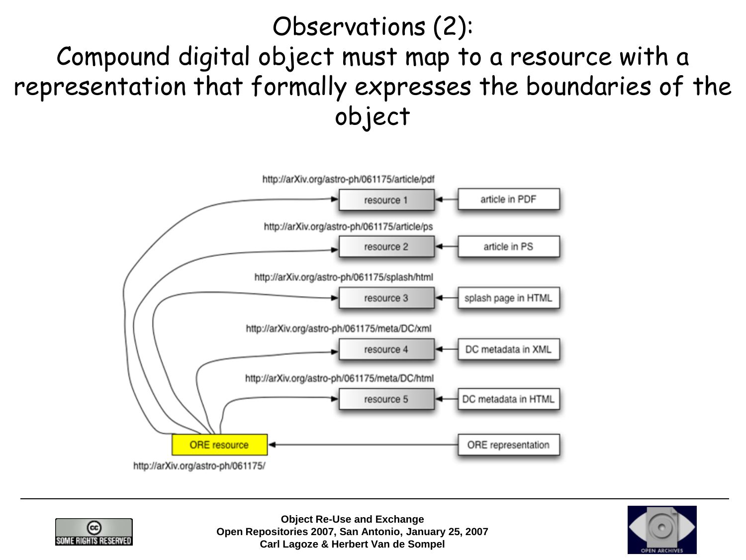# Observations (2): Compound digital object must map to a resource with a representation that formally expresses the boundaries of the object

http://arXiv.org/astro-ph/061175/article/pdf

resource 1 ← article in PDF

http://arXiv.org/astro-ph/061175/article/ps

resource 2 ← article in PS

http://arXiv.org/astro-ph/061175/splash/html

resource 3 ← splash page in HTML

http://arXiv.org/astro-ph/061175/meta/DC/xml

resource 4 ← DC metadata in XML

http://arXiv.org/astro-ph/061175/meta/DC/html

resource 5 ← DC metadata in HTML

ORE resource ← ORE representation

http://arXiv.org/astro-ph/061175/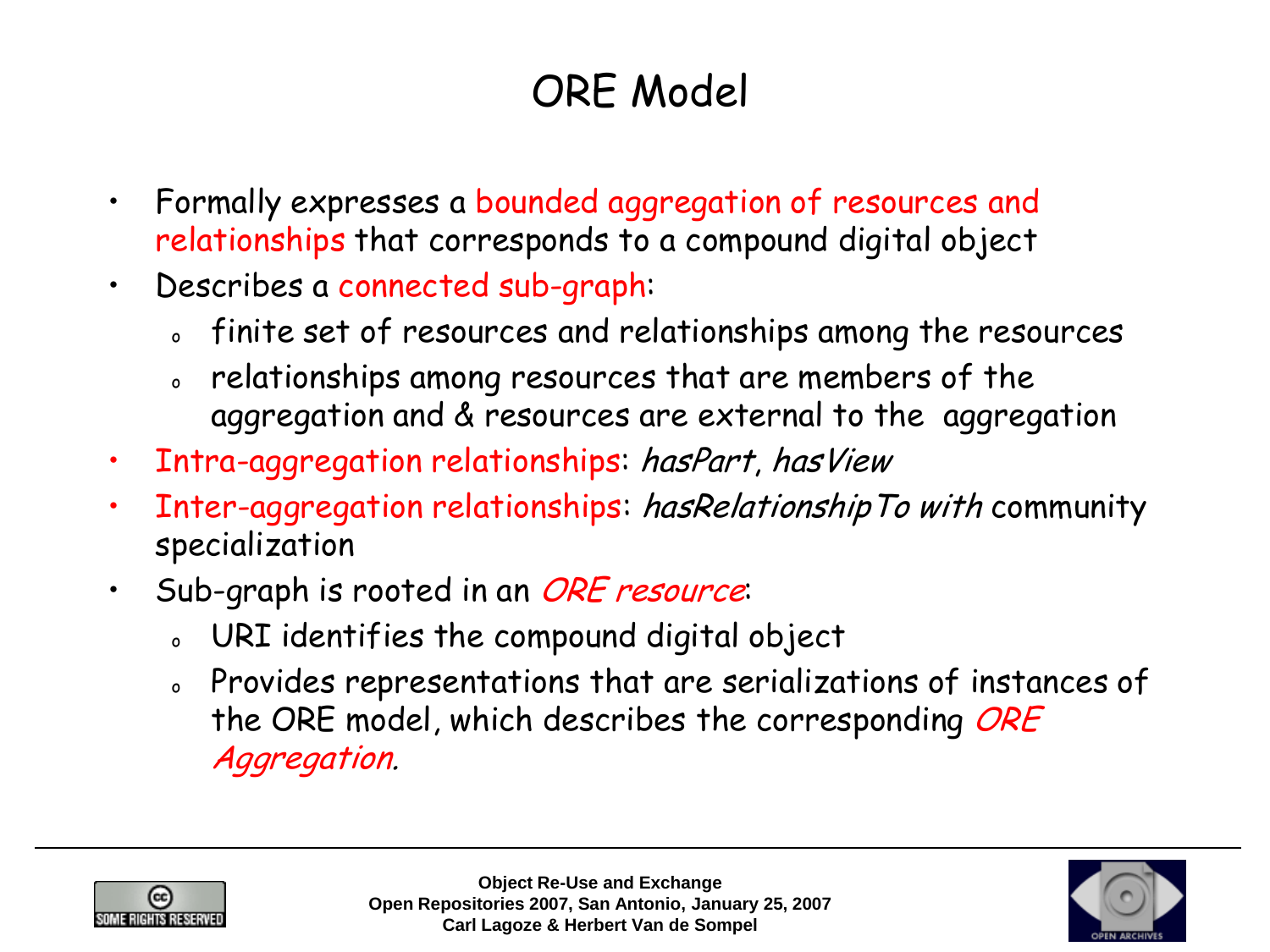# ORE Model

- Formally expresses a bounded aggregation of resources and relationships that corresponds to a compound digital object
- Describes a connected sub-graph:
  - finite set of resources and relationships among the resources
  - relationships among resources that are members of the aggregation and & resources are external to the aggregation
- Intra-aggregation relationships: *hasPart*, *hasView*
- Inter-aggregation relationships: *hasRelationshipTo with* community specialization
- Sub-graph is rooted in an *ORE resource*:
  - URI identifies the compound digital object
  - Provides representations that are serializations of instances of the ORE model, which describes the corresponding *ORE Aggregation.*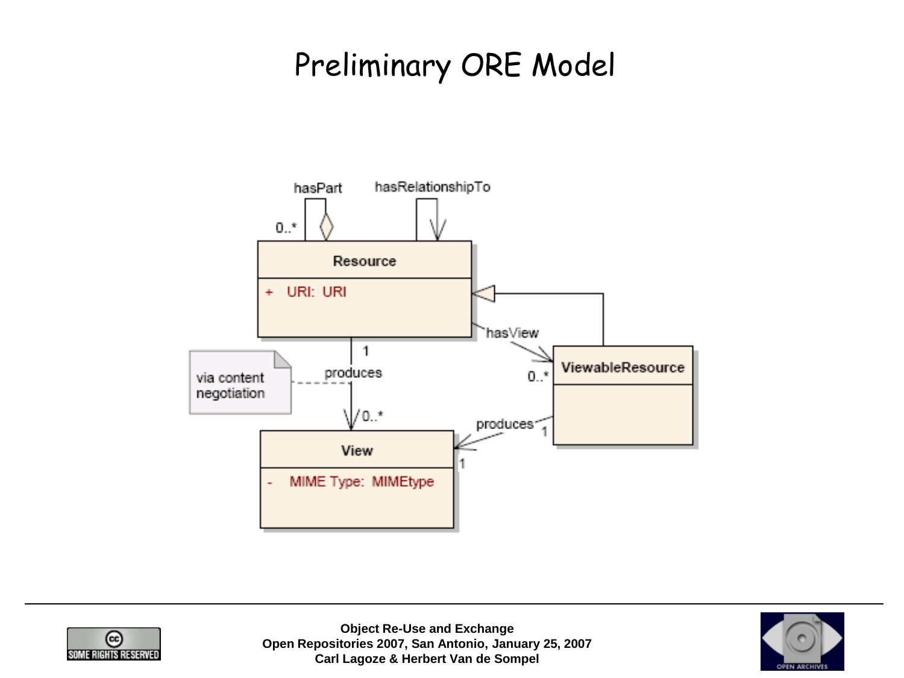# Preliminary ORE Model

hasPart

hasRelationshipTo

0..*

**Resource**

+ URI: URI

hasView

1

produces

via content negotiation

0..*

**ViewableResource**

0..*

produces

1

1

**View**

- MIME Type: MIMEtype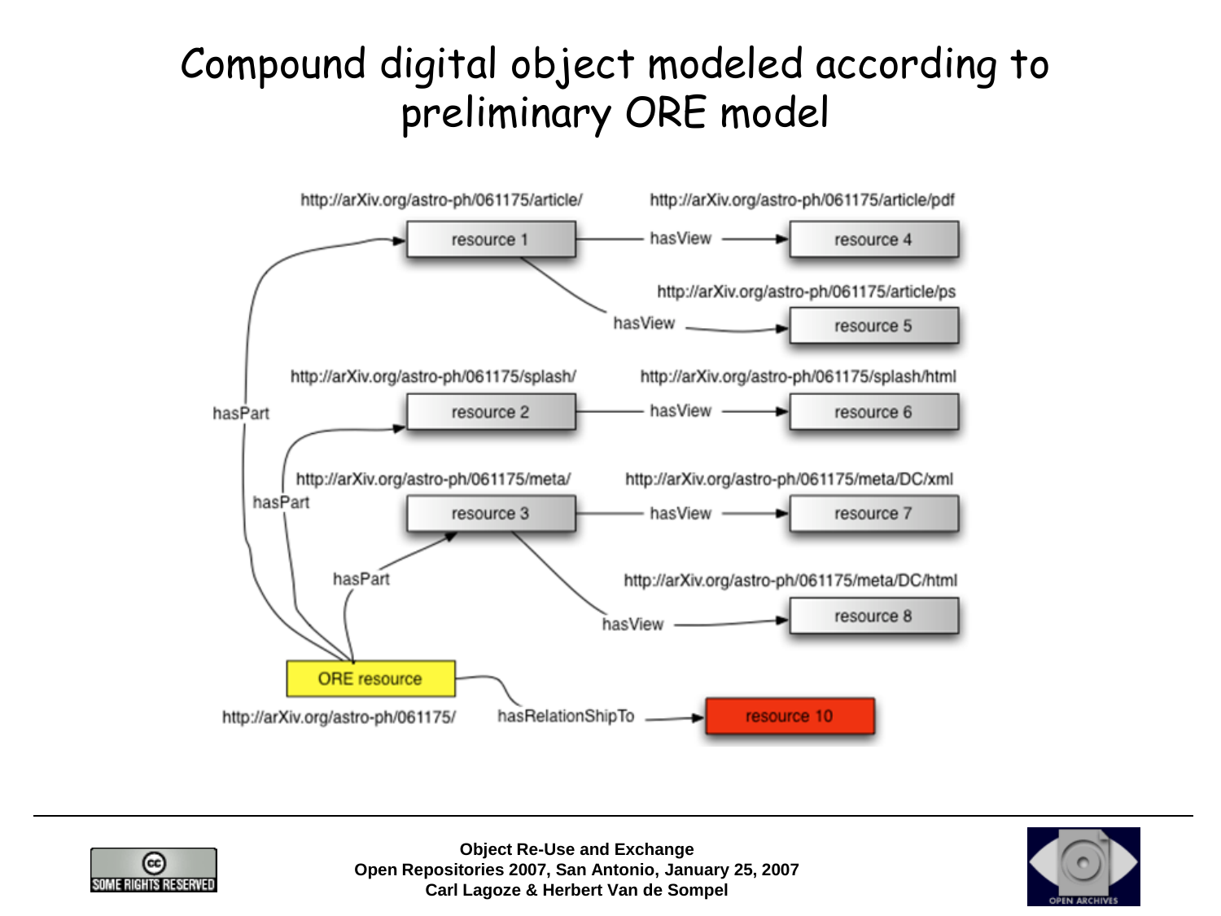# Compound digital object modeled according to preliminary ORE model

http://arXiv.org/astro-ph/061175/article/ — resource 1

- hasView → resource 4 (http://arXiv.org/astro-ph/061175/article/pdf)
- hasView → resource 5 (http://arXiv.org/astro-ph/061175/article/ps)

http://arXiv.org/astro-ph/061175/splash/ — resource 2

- hasView → resource 6 (http://arXiv.org/astro-ph/061175/splash/html)

http://arXiv.org/astro-ph/061175/meta/ — resource 3

- hasView → resource 7 (http://arXiv.org/astro-ph/061175/meta/DC/xml)
- hasView → resource 8 (http://arXiv.org/astro-ph/061175/meta/DC/html)

ORE resource (http://arXiv.org/astro-ph/061175/)

- hasPart → resource 1
- hasPart → resource 2
- hasPart → resource 3
- hasRelationShipTo → resource 10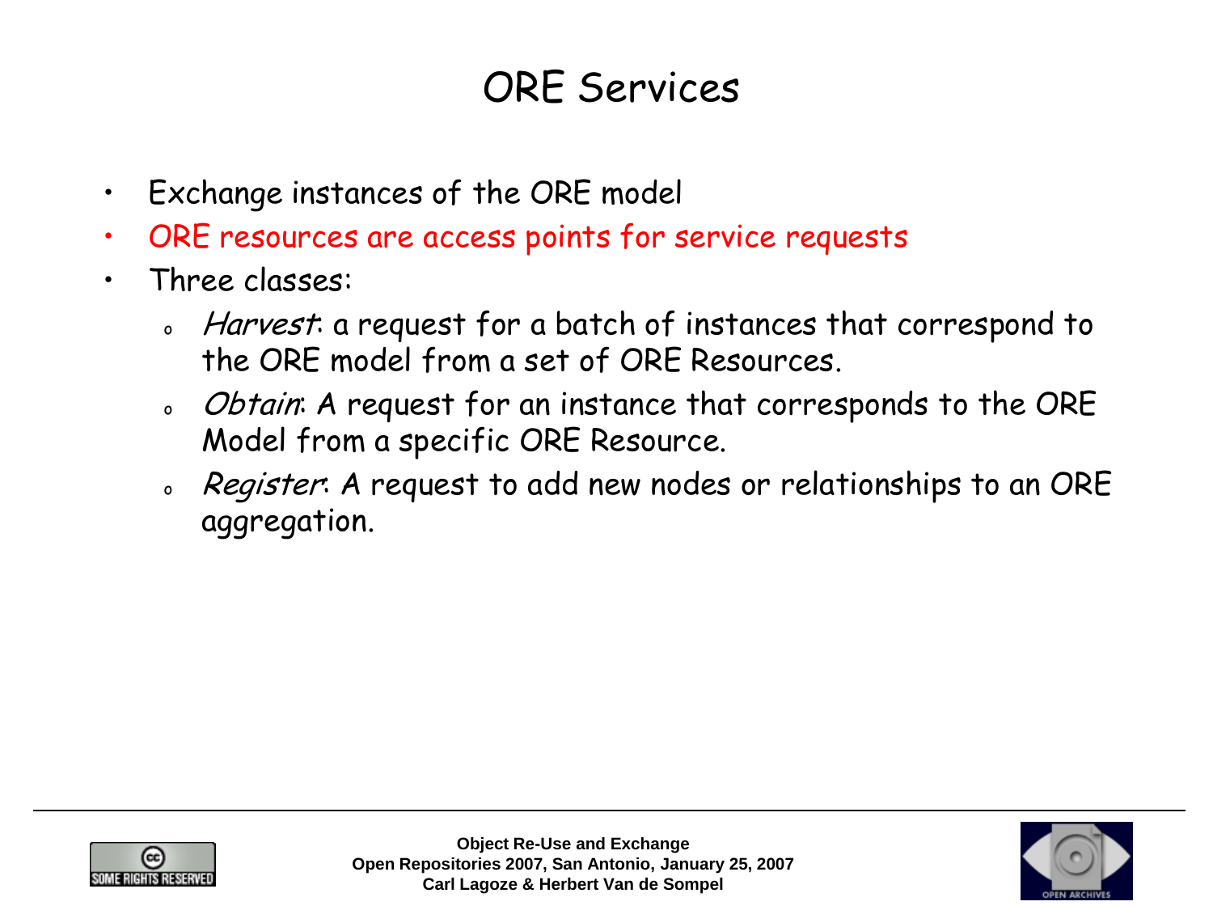# ORE Services

- Exchange instances of the ORE model
- ORE resources are access points for service requests
- Three classes:
  - *Harvest*: a request for a batch of instances that correspond to the ORE model from a set of ORE Resources.
  - *Obtain*: A request for an instance that corresponds to the ORE Model from a specific ORE Resource.
  - *Register*: A request to add new nodes or relationships to an ORE aggregation.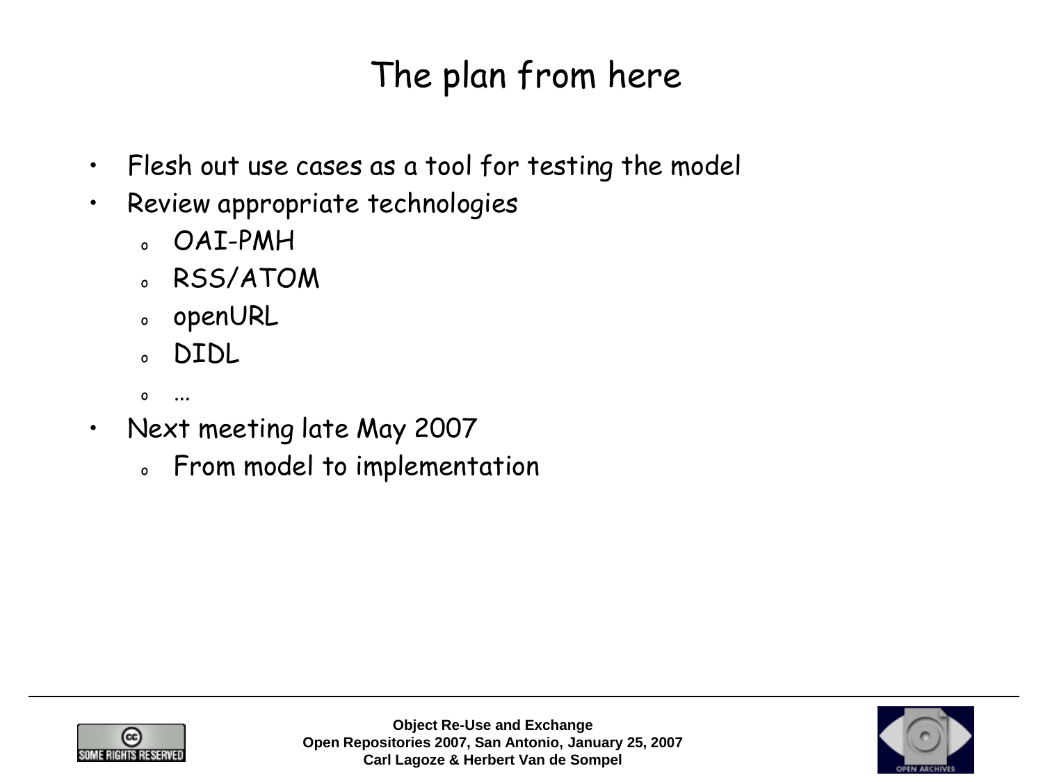# The plan from here

- Flesh out use cases as a tool for testing the model
- Review appropriate technologies
  - OAI-PMH
  - RSS/ATOM
  - openURL
  - DIDL
  - ...
- Next meeting late May 2007
  - From model to implementation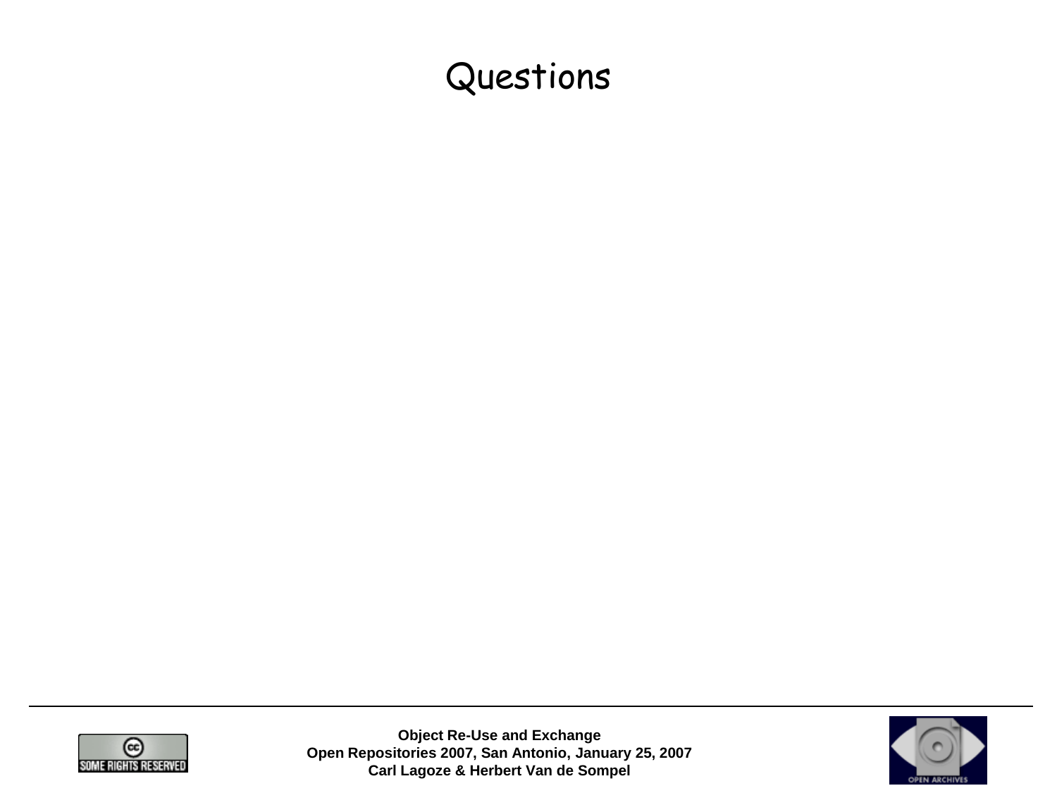# Questions